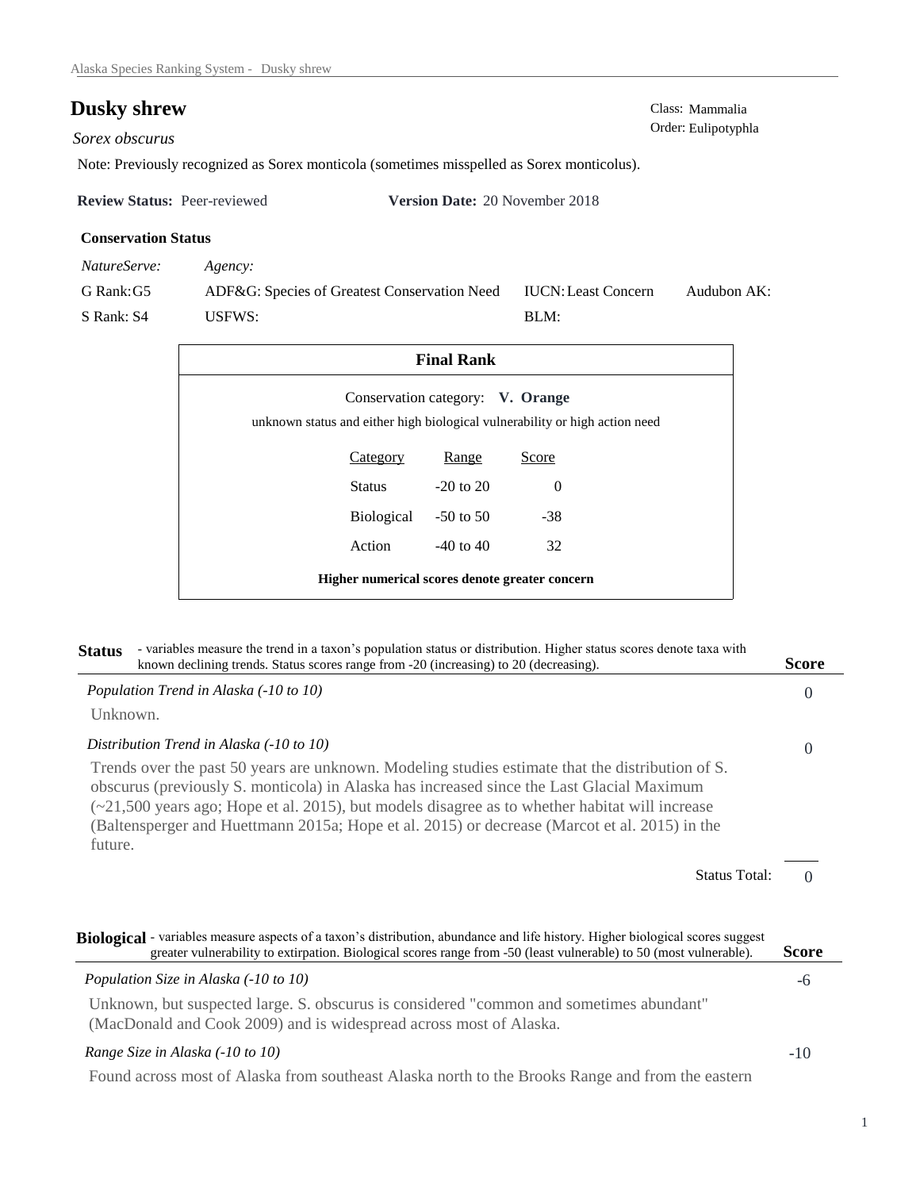// Dusky shrew — Alaska Species Ranking System (page 1 of 4)
# Dusky shrew

*Sorex obscurus*

Class: Mammalia
Order: Eulipotyphla

Note: Previously recognized as Sorex monticola (sometimes misspelled as Sorex monticolus).

**Review Status:** Peer-reviewed **Version Date:** 20 November 2018

**Conservation Status**

| *NatureServe:* | *Agency:* | | |
|---|---|---|---|
| G Rank: G5 | ADF&G: Species of Greatest Conservation Need | IUCN: Least Concern | Audubon AK: |
| S Rank: S4 | USFWS: | BLM: | |

**Final Rank**

Conservation category: **V. Orange**

unknown status and either high biological vulnerability or high action need

| Category | Range | Score |
|---|---|---|
| Status | -20 to 20 | 0 |
| Biological | -50 to 50 | -38 |
| Action | -40 to 40 | 32 |

**Higher numerical scores denote greater concern**

**Status** - variables measure the trend in a taxon's population status or distribution. Higher status scores denote taxa with known declining trends. Status scores range from -20 (increasing) to 20 (decreasing). **Score**

*Population Trend in Alaska (-10 to 10)* — 0

Unknown.

*Distribution Trend in Alaska (-10 to 10)* — 0

Trends over the past 50 years are unknown. Modeling studies estimate that the distribution of S. obscurus (previously S. monticola) in Alaska has increased since the Last Glacial Maximum (~21,500 years ago; Hope et al. 2015), but models disagree as to whether habitat will increase (Baltensperger and Huettmann 2015a; Hope et al. 2015) or decrease (Marcot et al. 2015) in the future.

Status Total: 0

**Biological** - variables measure aspects of a taxon's distribution, abundance and life history. Higher biological scores suggest greater vulnerability to extirpation. Biological scores range from -50 (least vulnerable) to 50 (most vulnerable). **Score**

*Population Size in Alaska (-10 to 10)* — -6

Unknown, but suspected large. S. obscurus is considered "common and sometimes abundant" (MacDonald and Cook 2009) and is widespread across most of Alaska.

*Range Size in Alaska (-10 to 10)* — -10

Found across most of Alaska from southeast Alaska north to the Brooks Range and from the eastern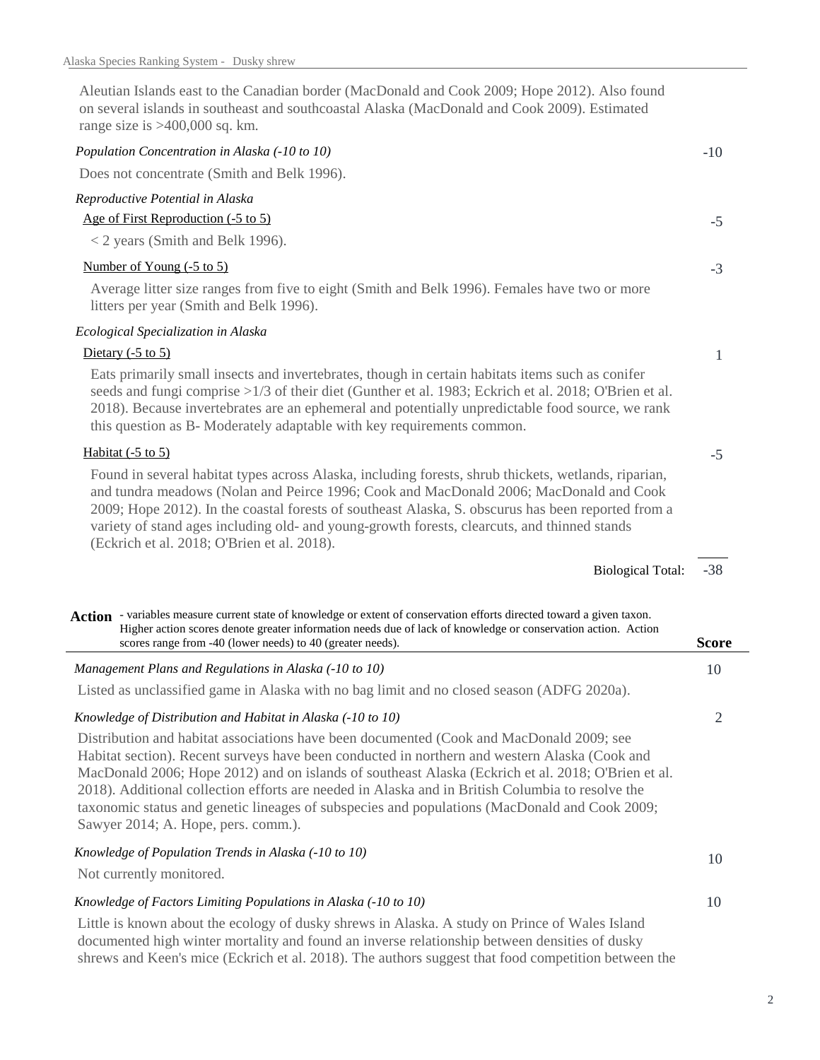Aleutian Islands east to the Canadian border (MacDonald and Cook 2009; Hope 2012). Also found on several islands in southeast and southcoastal Alaska (MacDonald and Cook 2009). Estimated range size is >400,000 sq. km.

*Population Concentration in Alaska (-10 to 10)* -10

Does not concentrate (Smith and Belk 1996).

*Reproductive Potential in Alaska*

Age of First Reproduction (-5 to 5) -5

< 2 years (Smith and Belk 1996).

Number of Young (-5 to 5) -3

Average litter size ranges from five to eight (Smith and Belk 1996). Females have two or more litters per year (Smith and Belk 1996).

*Ecological Specialization in Alaska*

Dietary (-5 to 5) 1

Eats primarily small insects and invertebrates, though in certain habitats items such as conifer seeds and fungi comprise >1/3 of their diet (Gunther et al. 1983; Eckrich et al. 2018; O'Brien et al. 2018). Because invertebrates are an ephemeral and potentially unpredictable food source, we rank this question as B- Moderately adaptable with key requirements common.

Habitat (-5 to 5) -5

Found in several habitat types across Alaska, including forests, shrub thickets, wetlands, riparian, and tundra meadows (Nolan and Peirce 1996; Cook and MacDonald 2006; MacDonald and Cook 2009; Hope 2012). In the coastal forests of southeast Alaska, S. obscurus has been reported from a variety of stand ages including old- and young-growth forests, clearcuts, and thinned stands (Eckrich et al. 2018; O'Brien et al. 2018).

Biological Total: -38

**Action** - variables measure current state of knowledge or extent of conservation efforts directed toward a given taxon. Higher action scores denote greater information needs due of lack of knowledge or conservation action. Action scores range from -40 (lower needs) to 40 (greater needs). **Score**

*Management Plans and Regulations in Alaska (-10 to 10)* 10

Listed as unclassified game in Alaska with no bag limit and no closed season (ADFG 2020a).

*Knowledge of Distribution and Habitat in Alaska (-10 to 10)* 2

Distribution and habitat associations have been documented (Cook and MacDonald 2009; see Habitat section). Recent surveys have been conducted in northern and western Alaska (Cook and MacDonald 2006; Hope 2012) and on islands of southeast Alaska (Eckrich et al. 2018; O'Brien et al. 2018). Additional collection efforts are needed in Alaska and in British Columbia to resolve the taxonomic status and genetic lineages of subspecies and populations (MacDonald and Cook 2009; Sawyer 2014; A. Hope, pers. comm.).

*Knowledge of Population Trends in Alaska (-10 to 10)* 10

Not currently monitored.

*Knowledge of Factors Limiting Populations in Alaska (-10 to 10)* 10

Little is known about the ecology of dusky shrews in Alaska. A study on Prince of Wales Island documented high winter mortality and found an inverse relationship between densities of dusky shrews and Keen's mice (Eckrich et al. 2018). The authors suggest that food competition between the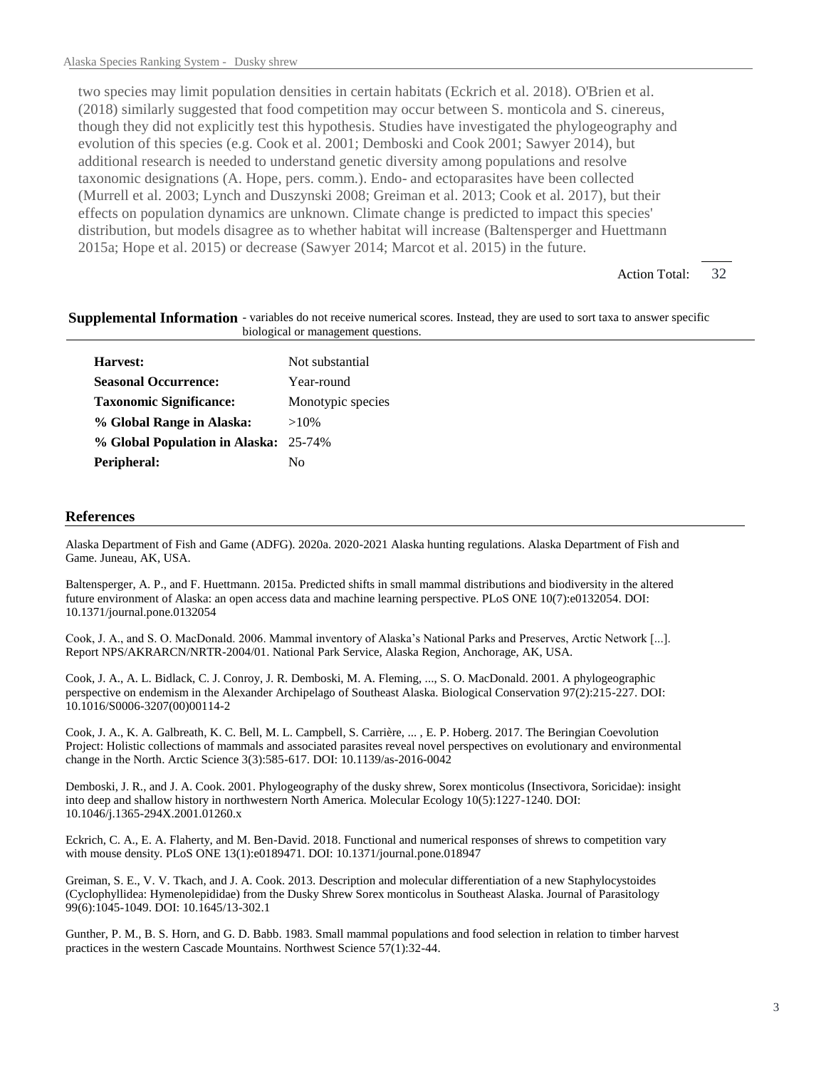two species may limit population densities in certain habitats (Eckrich et al. 2018). O'Brien et al. (2018) similarly suggested that food competition may occur between S. monticola and S. cinereus, though they did not explicitly test this hypothesis. Studies have investigated the phylogeography and evolution of this species (e.g. Cook et al. 2001; Demboski and Cook 2001; Sawyer 2014), but additional research is needed to understand genetic diversity among populations and resolve taxonomic designations (A. Hope, pers. comm.). Endo- and ectoparasites have been collected (Murrell et al. 2003; Lynch and Duszynski 2008; Greiman et al. 2013; Cook et al. 2017), but their effects on population dynamics are unknown. Climate change is predicted to impact this species' distribution, but models disagree as to whether habitat will increase (Baltensperger and Huettmann 2015a; Hope et al. 2015) or decrease (Sawyer 2014; Marcot et al. 2015) in the future.

Action Total: 32

## Supplemental Information

- variables do not receive numerical scores. Instead, they are used to sort taxa to answer specific biological or management questions.

| | |
|---|---|
| **Harvest:** | Not substantial |
| **Seasonal Occurrence:** | Year-round |
| **Taxonomic Significance:** | Monotypic species |
| **% Global Range in Alaska:** | >10% |
| **% Global Population in Alaska:** | 25-74% |
| **Peripheral:** | No |

## References

Alaska Department of Fish and Game (ADFG). 2020a. 2020-2021 Alaska hunting regulations. Alaska Department of Fish and Game. Juneau, AK, USA.

Baltensperger, A. P., and F. Huettmann. 2015a. Predicted shifts in small mammal distributions and biodiversity in the altered future environment of Alaska: an open access data and machine learning perspective. PLoS ONE 10(7):e0132054. DOI: 10.1371/journal.pone.0132054

Cook, J. A., and S. O. MacDonald. 2006. Mammal inventory of Alaska's National Parks and Preserves, Arctic Network [...]. Report NPS/AKRARCN/NRTR-2004/01. National Park Service, Alaska Region, Anchorage, AK, USA.

Cook, J. A., A. L. Bidlack, C. J. Conroy, J. R. Demboski, M. A. Fleming, ..., S. O. MacDonald. 2001. A phylogeographic perspective on endemism in the Alexander Archipelago of Southeast Alaska. Biological Conservation 97(2):215-227. DOI: 10.1016/S0006-3207(00)00114-2

Cook, J. A., K. A. Galbreath, K. C. Bell, M. L. Campbell, S. Carrière, ... , E. P. Hoberg. 2017. The Beringian Coevolution Project: Holistic collections of mammals and associated parasites reveal novel perspectives on evolutionary and environmental change in the North. Arctic Science 3(3):585-617. DOI: 10.1139/as-2016-0042

Demboski, J. R., and J. A. Cook. 2001. Phylogeography of the dusky shrew, Sorex monticolus (Insectivora, Soricidae): insight into deep and shallow history in northwestern North America. Molecular Ecology 10(5):1227-1240. DOI: 10.1046/j.1365-294X.2001.01260.x

Eckrich, C. A., E. A. Flaherty, and M. Ben-David. 2018. Functional and numerical responses of shrews to competition vary with mouse density. PLoS ONE 13(1):e0189471. DOI: 10.1371/journal.pone.018947

Greiman, S. E., V. V. Tkach, and J. A. Cook. 2013. Description and molecular differentiation of a new Staphylocystoides (Cyclophyllidea: Hymenolepididae) from the Dusky Shrew Sorex monticolus in Southeast Alaska. Journal of Parasitology 99(6):1045-1049. DOI: 10.1645/13-302.1

Gunther, P. M., B. S. Horn, and G. D. Babb. 1983. Small mammal populations and food selection in relation to timber harvest practices in the western Cascade Mountains. Northwest Science 57(1):32-44.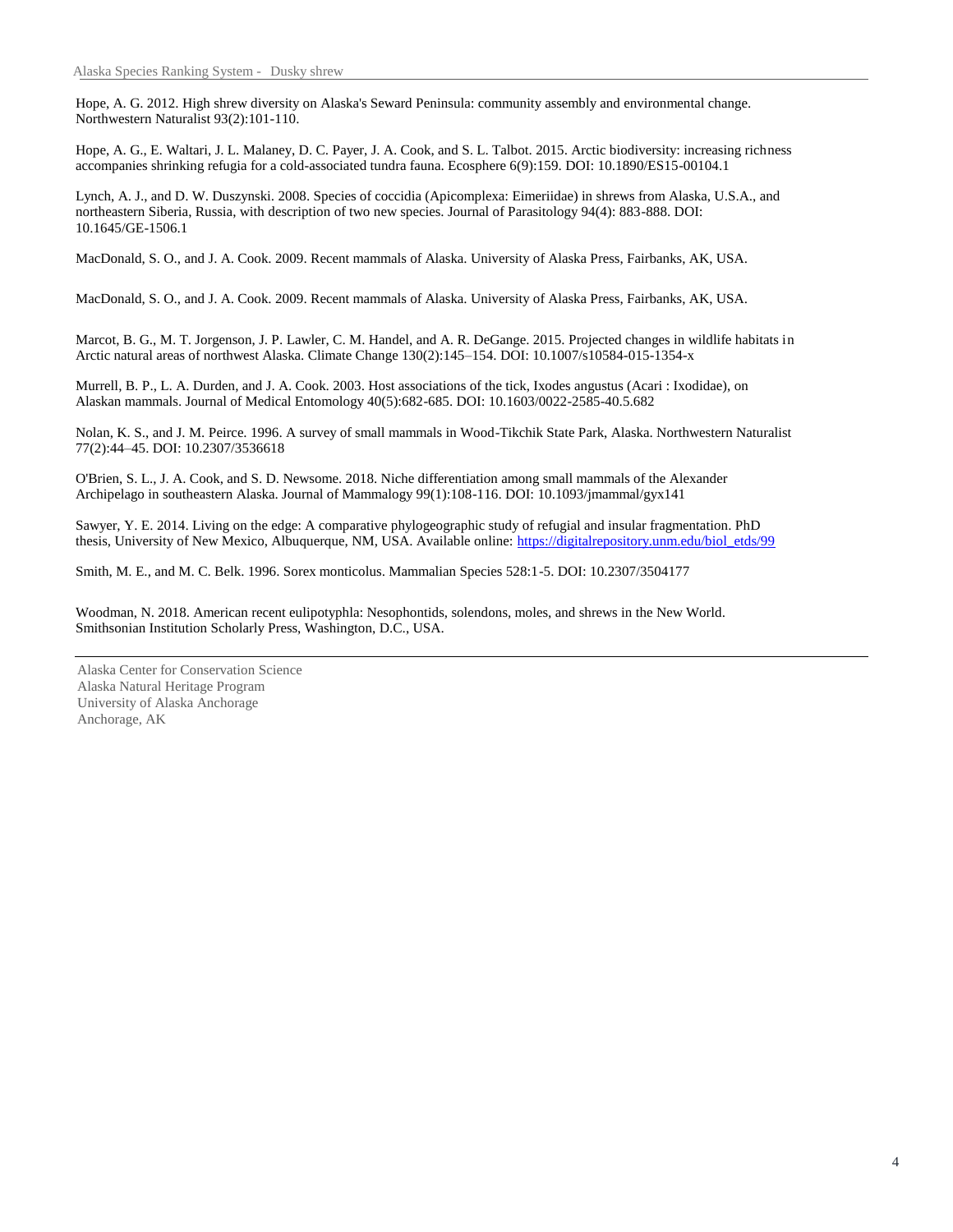Hope, A. G. 2012. High shrew diversity on Alaska's Seward Peninsula: community assembly and environmental change. Northwestern Naturalist 93(2):101-110.

Hope, A. G., E. Waltari, J. L. Malaney, D. C. Payer, J. A. Cook, and S. L. Talbot. 2015. Arctic biodiversity: increasing richness accompanies shrinking refugia for a cold-associated tundra fauna. Ecosphere 6(9):159. DOI: 10.1890/ES15-00104.1

Lynch, A. J., and D. W. Duszynski. 2008. Species of coccidia (Apicomplexa: Eimeriidae) in shrews from Alaska, U.S.A., and northeastern Siberia, Russia, with description of two new species. Journal of Parasitology 94(4): 883-888. DOI: 10.1645/GE-1506.1

MacDonald, S. O., and J. A. Cook. 2009. Recent mammals of Alaska. University of Alaska Press, Fairbanks, AK, USA.

MacDonald, S. O., and J. A. Cook. 2009. Recent mammals of Alaska. University of Alaska Press, Fairbanks, AK, USA.

Marcot, B. G., M. T. Jorgenson, J. P. Lawler, C. M. Handel, and A. R. DeGange. 2015. Projected changes in wildlife habitats in Arctic natural areas of northwest Alaska. Climate Change 130(2):145–154. DOI: 10.1007/s10584-015-1354-x

Murrell, B. P., L. A. Durden, and J. A. Cook. 2003. Host associations of the tick, Ixodes angustus (Acari : Ixodidae), on Alaskan mammals. Journal of Medical Entomology 40(5):682-685. DOI: 10.1603/0022-2585-40.5.682

Nolan, K. S., and J. M. Peirce. 1996. A survey of small mammals in Wood-Tikchik State Park, Alaska. Northwestern Naturalist 77(2):44–45. DOI: 10.2307/3536618

O'Brien, S. L., J. A. Cook, and S. D. Newsome. 2018. Niche differentiation among small mammals of the Alexander Archipelago in southeastern Alaska. Journal of Mammalogy 99(1):108-116. DOI: 10.1093/jmammal/gyx141

Sawyer, Y. E. 2014. Living on the edge: A comparative phylogeographic study of refugial and insular fragmentation. PhD thesis, University of New Mexico, Albuquerque, NM, USA. Available online: https://digitalrepository.unm.edu/biol_etds/99

Smith, M. E., and M. C. Belk. 1996. Sorex monticolus. Mammalian Species 528:1-5. DOI: 10.2307/3504177

Woodman, N. 2018. American recent eulipotyphla: Nesophontids, solendons, moles, and shrews in the New World. Smithsonian Institution Scholarly Press, Washington, D.C., USA.

Alaska Center for Conservation Science
Alaska Natural Heritage Program
University of Alaska Anchorage
Anchorage, AK